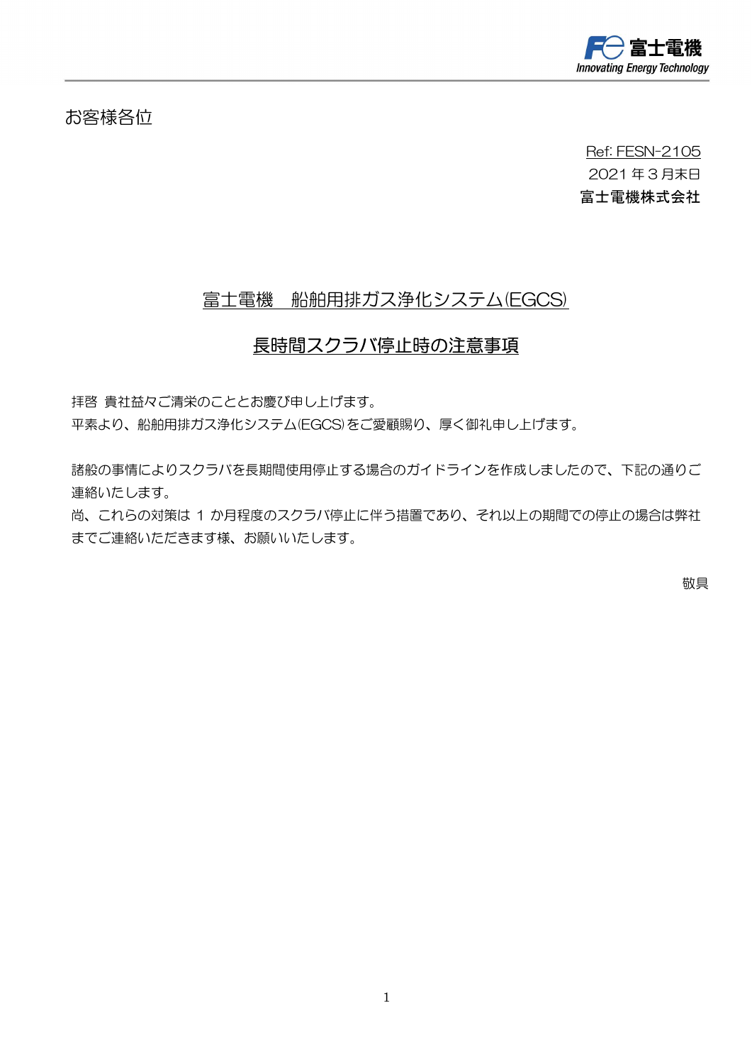お客様各位

Ref: FESN-2105
2021 年３月末日
**富士電機株式会社**

# 富士電機　船舶用排ガス浄化システム(EGCS)

# 長時間スクラバ停止時の注意事項

拝啓 貴社益々ご清栄のこととお慶び申し上げます。
平素より、船舶用排ガス浄化システム(EGCS)をご愛顧賜り、厚く御礼申し上げます。

諸般の事情によりスクラバを長期間使用停止する場合のガイドラインを作成しましたので、下記の通りご連絡いたします。
尚、これらの対策は 1 か月程度のスクラバ停止に伴う措置であり、それ以上の期間での停止の場合は弊社までご連絡いただきます様、お願いいたします。

敬具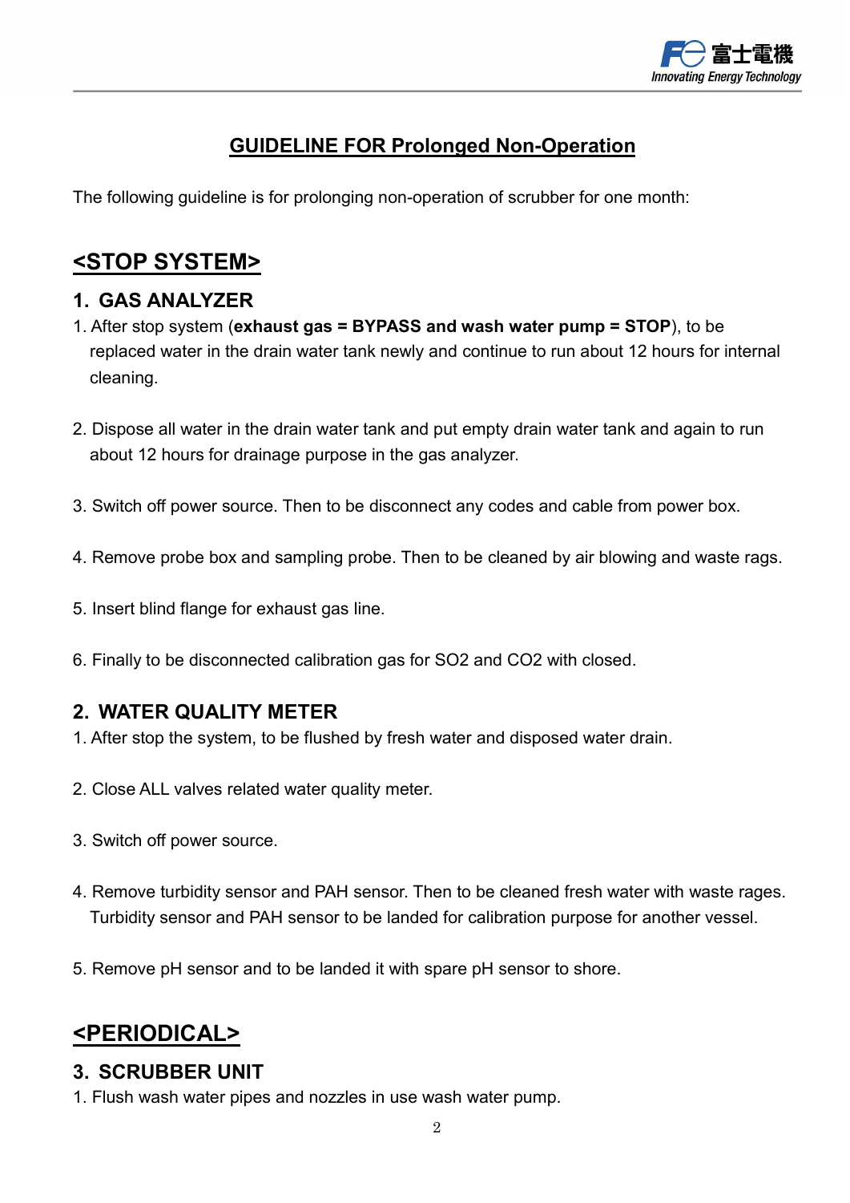# GUIDELINE FOR Prolonged Non-Operation

The following guideline is for prolonging non-operation of scrubber for one month:

## <STOP SYSTEM>

### 1. GAS ANALYZER

1. After stop system (**exhaust gas = BYPASS and wash water pump = STOP**), to be replaced water in the drain water tank newly and continue to run about 12 hours for internal cleaning.

2. Dispose all water in the drain water tank and put empty drain water tank and again to run about 12 hours for drainage purpose in the gas analyzer.

3. Switch off power source. Then to be disconnect any codes and cable from power box.

4. Remove probe box and sampling probe. Then to be cleaned by air blowing and waste rags.

5. Insert blind flange for exhaust gas line.

6. Finally to be disconnected calibration gas for $SO_2$ and $CO_2$ with closed.

### 2. WATER QUALITY METER

1. After stop the system, to be flushed by fresh water and disposed water drain.

2. Close ALL valves related water quality meter.

3. Switch off power source.

4. Remove turbidity sensor and PAH sensor. Then to be cleaned fresh water with waste rages. Turbidity sensor and PAH sensor to be landed for calibration purpose for another vessel.

5. Remove pH sensor and to be landed it with spare pH sensor to shore.

## <PERIODICAL>

### 3. SCRUBBER UNIT

1. Flush wash water pipes and nozzles in use wash water pump.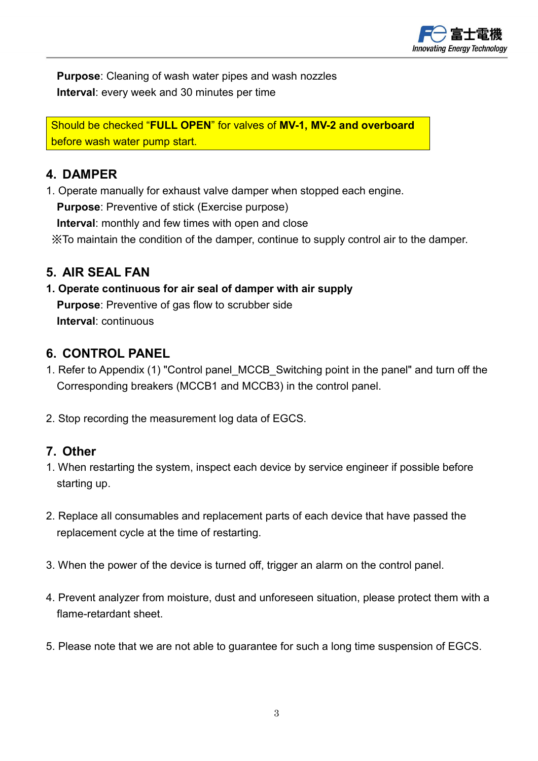**Purpose**: Cleaning of wash water pipes and wash nozzles
**Interval**: every week and 30 minutes per time

Should be checked "**FULL OPEN**" for valves of **MV-1, MV-2 and overboard** before wash water pump start.

## 4. DAMPER

1. Operate manually for exhaust valve damper when stopped each engine.
   **Purpose**: Preventive of stick (Exercise purpose)
   **Interval**: monthly and few times with open and close

※To maintain the condition of the damper, continue to supply control air to the damper.

## 5. AIR SEAL FAN

1. **Operate continuous for air seal of damper with air supply**
   **Purpose**: Preventive of gas flow to scrubber side
   **Interval**: continuous

## 6. CONTROL PANEL

1. Refer to Appendix (1) "Control panel_MCCB_Switching point in the panel" and turn off the Corresponding breakers (MCCB1 and MCCB3) in the control panel.

2. Stop recording the measurement log data of EGCS.

## 7. Other

1. When restarting the system, inspect each device by service engineer if possible before starting up.

2. Replace all consumables and replacement parts of each device that have passed the replacement cycle at the time of restarting.

3. When the power of the device is turned off, trigger an alarm on the control panel.

4. Prevent analyzer from moisture, dust and unforeseen situation, please protect them with a flame-retardant sheet.

5. Please note that we are not able to guarantee for such a long time suspension of EGCS.